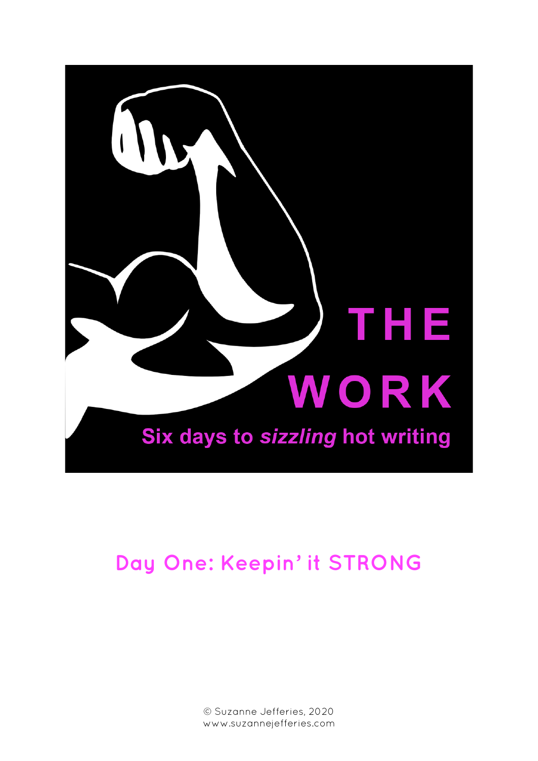# THE WORK

**Six days to *sizzling* hot writing**

## Day One: Keepin' it STRONG

© Suzanne Jefferies, 2020
www.suzannejefferies.com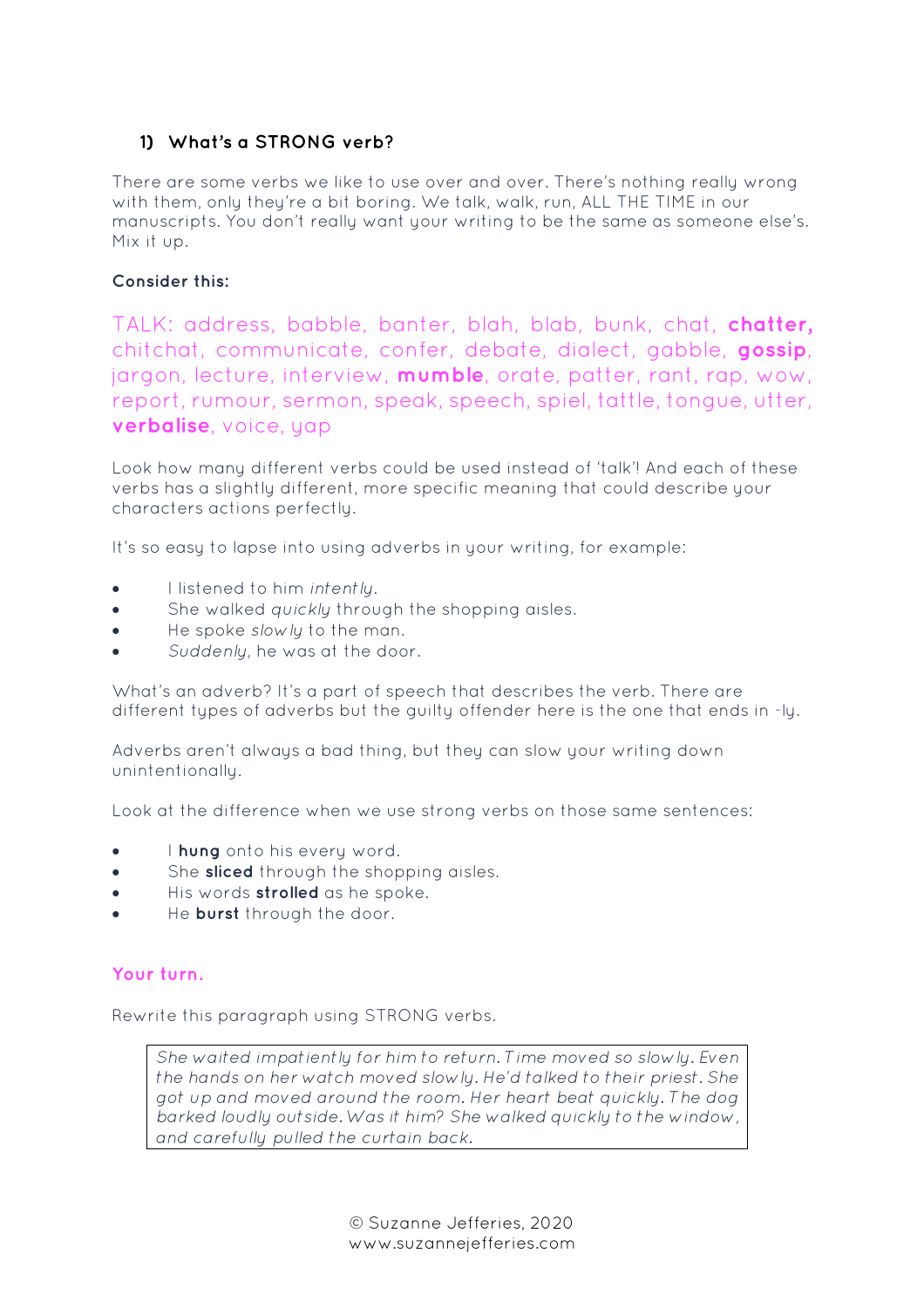### 1) What's a STRONG verb?

There are some verbs we like to use over and over. There's nothing really wrong with them, only they're a bit boring. We talk, walk, run, ALL THE TIME in our manuscripts. You don't really want your writing to be the same as someone else's. Mix it up.

**Consider this:**

TALK: address, babble, banter, blah, blab, bunk, chat, **chatter,** chitchat, communicate, confer, debate, dialect, gabble, **gossip**, jargon, lecture, interview, **mumble**, orate, patter, rant, rap, wow, report, rumour, sermon, speak, speech, spiel, tattle, tongue, utter, **verbalise**, voice, yap

Look how many different verbs could be used instead of 'talk'! And each of these verbs has a slightly different, more specific meaning that could describe your characters actions perfectly.

It's so easy to lapse into using adverbs in your writing, for example:

- I listened to him *intently*.
- She walked *quickly* through the shopping aisles.
- He spoke *slowly* to the man.
- *Suddenly*, he was at the door.

What's an adverb? It's a part of speech that describes the verb. There are different types of adverbs but the guilty offender here is the one that ends in -ly.

Adverbs aren't always a bad thing, but they can slow your writing down unintentionally.

Look at the difference when we use strong verbs on those same sentences:

- I **hung** onto his every word.
- She **sliced** through the shopping aisles.
- His words **strolled** as he spoke.
- He **burst** through the door.

**Your turn.**

Rewrite this paragraph using STRONG verbs.

> *She waited impatiently for him to return. Time moved so slowly. Even the hands on her watch moved slowly. He'd talked to their priest. She got up and moved around the room. Her heart beat quickly. The dog barked loudly outside. Was it him? She walked quickly to the window, and carefully pulled the curtain back.*

© Suzanne Jefferies, 2020
www.suzannejefferies.com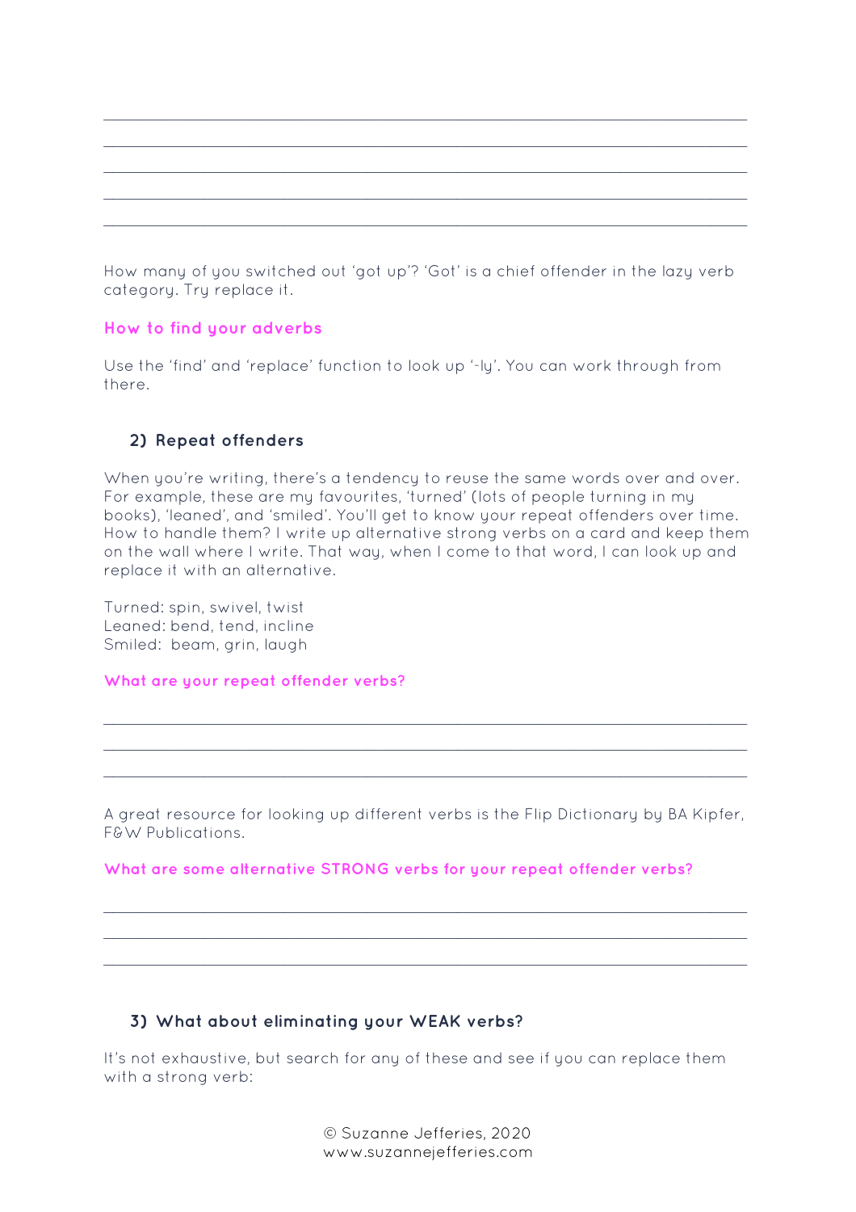\_\_\_\_\_\_\_\_\_\_\_\_\_\_\_\_\_\_\_\_\_\_\_\_\_\_\_\_\_\_\_\_\_\_\_\_\_\_\_\_\_\_\_\_\_\_\_\_\_\_\_\_\_\_\_\_\_\_\_\_\_\_\_\_\_\_\_\_\_\_\_\_\_\_\_\_

\_\_\_\_\_\_\_\_\_\_\_\_\_\_\_\_\_\_\_\_\_\_\_\_\_\_\_\_\_\_\_\_\_\_\_\_\_\_\_\_\_\_\_\_\_\_\_\_\_\_\_\_\_\_\_\_\_\_\_\_\_\_\_\_\_\_\_\_\_\_\_\_\_\_\_\_

\_\_\_\_\_\_\_\_\_\_\_\_\_\_\_\_\_\_\_\_\_\_\_\_\_\_\_\_\_\_\_\_\_\_\_\_\_\_\_\_\_\_\_\_\_\_\_\_\_\_\_\_\_\_\_\_\_\_\_\_\_\_\_\_\_\_\_\_\_\_\_\_\_\_\_\_

\_\_\_\_\_\_\_\_\_\_\_\_\_\_\_\_\_\_\_\_\_\_\_\_\_\_\_\_\_\_\_\_\_\_\_\_\_\_\_\_\_\_\_\_\_\_\_\_\_\_\_\_\_\_\_\_\_\_\_\_\_\_\_\_\_\_\_\_\_\_\_\_\_\_\_\_

\_\_\_\_\_\_\_\_\_\_\_\_\_\_\_\_\_\_\_\_\_\_\_\_\_\_\_\_\_\_\_\_\_\_\_\_\_\_\_\_\_\_\_\_\_\_\_\_\_\_\_\_\_\_\_\_\_\_\_\_\_\_\_\_\_\_\_\_\_\_\_\_\_\_\_\_

How many of you switched out 'got up'? 'Got' is a chief offender in the lazy verb category. Try replace it.

**How to find your adverbs**

Use the 'find' and 'replace' function to look up '-ly'. You can work through from there.

### 2) Repeat offenders

When you're writing, there's a tendency to reuse the same words over and over. For example, these are my favourites, 'turned' (lots of people turning in my books), 'leaned', and 'smiled'. You'll get to know your repeat offenders over time. How to handle them? I write up alternative strong verbs on a card and keep them on the wall where I write. That way, when I come to that word, I can look up and replace it with an alternative.

Turned: spin, swivel, twist
Leaned: bend, tend, incline
Smiled: beam, grin, laugh

**What are your repeat offender verbs?**

\_\_\_\_\_\_\_\_\_\_\_\_\_\_\_\_\_\_\_\_\_\_\_\_\_\_\_\_\_\_\_\_\_\_\_\_\_\_\_\_\_\_\_\_\_\_\_\_\_\_\_\_\_\_\_\_\_\_\_\_\_\_\_\_\_\_\_\_\_\_\_\_\_\_\_\_

\_\_\_\_\_\_\_\_\_\_\_\_\_\_\_\_\_\_\_\_\_\_\_\_\_\_\_\_\_\_\_\_\_\_\_\_\_\_\_\_\_\_\_\_\_\_\_\_\_\_\_\_\_\_\_\_\_\_\_\_\_\_\_\_\_\_\_\_\_\_\_\_\_\_\_\_

\_\_\_\_\_\_\_\_\_\_\_\_\_\_\_\_\_\_\_\_\_\_\_\_\_\_\_\_\_\_\_\_\_\_\_\_\_\_\_\_\_\_\_\_\_\_\_\_\_\_\_\_\_\_\_\_\_\_\_\_\_\_\_\_\_\_\_\_\_\_\_\_\_\_\_\_

A great resource for looking up different verbs is the Flip Dictionary by BA Kipfer, F&W Publications.

**What are some alternative STRONG verbs for your repeat offender verbs?**

\_\_\_\_\_\_\_\_\_\_\_\_\_\_\_\_\_\_\_\_\_\_\_\_\_\_\_\_\_\_\_\_\_\_\_\_\_\_\_\_\_\_\_\_\_\_\_\_\_\_\_\_\_\_\_\_\_\_\_\_\_\_\_\_\_\_\_\_\_\_\_\_\_\_\_\_

\_\_\_\_\_\_\_\_\_\_\_\_\_\_\_\_\_\_\_\_\_\_\_\_\_\_\_\_\_\_\_\_\_\_\_\_\_\_\_\_\_\_\_\_\_\_\_\_\_\_\_\_\_\_\_\_\_\_\_\_\_\_\_\_\_\_\_\_\_\_\_\_\_\_\_\_

\_\_\_\_\_\_\_\_\_\_\_\_\_\_\_\_\_\_\_\_\_\_\_\_\_\_\_\_\_\_\_\_\_\_\_\_\_\_\_\_\_\_\_\_\_\_\_\_\_\_\_\_\_\_\_\_\_\_\_\_\_\_\_\_\_\_\_\_\_\_\_\_\_\_\_\_

### 3) What about eliminating your WEAK verbs?

It's not exhaustive, but search for any of these and see if you can replace them with a strong verb: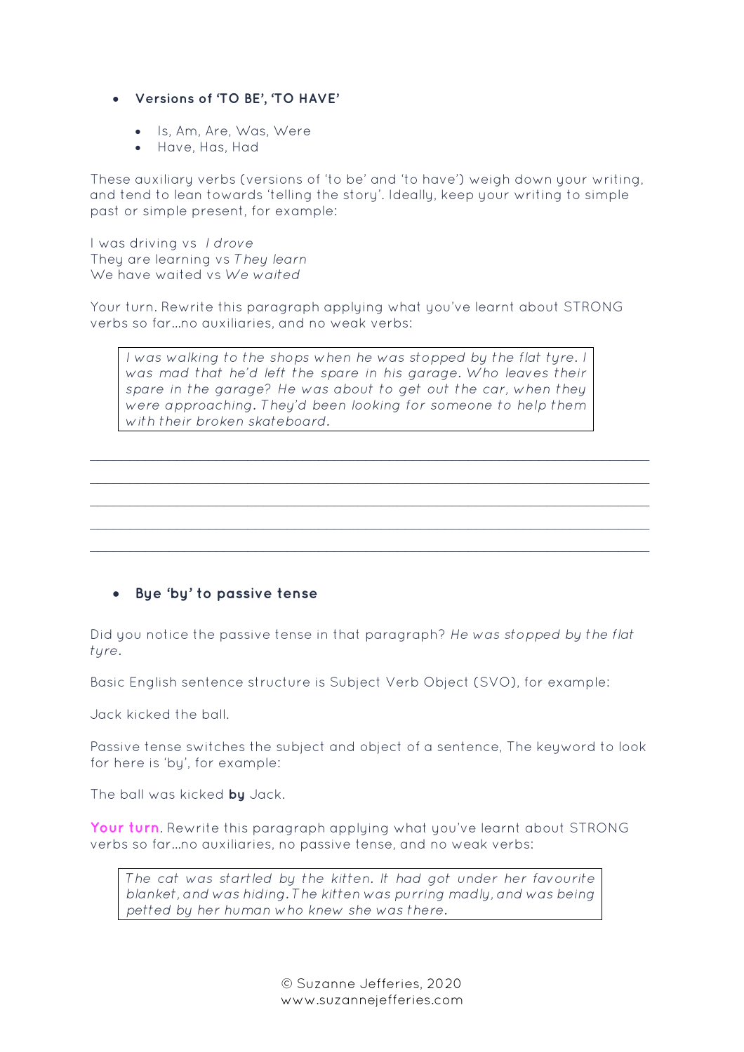- **Versions of 'TO BE', 'TO HAVE'**
  - Is, Am, Are, Was, Were
  - Have, Has, Had

These auxiliary verbs (versions of 'to be' and 'to have') weigh down your writing, and tend to lean towards 'telling the story'. Ideally, keep your writing to simple past or simple present, for example:

I was driving vs *I drove*
They are learning vs *They learn*
We have waited vs *We waited*

Your turn. Rewrite this paragraph applying what you've learnt about STRONG verbs so far…no auxiliaries, and no weak verbs:

> *I was walking to the shops when he was stopped by the flat tyre. I was mad that he'd left the spare in his garage. Who leaves their spare in the garage? He was about to get out the car, when they were approaching. They'd been looking for someone to help them with their broken skateboard.*

___________________________________________________________________________

___________________________________________________________________________

___________________________________________________________________________

___________________________________________________________________________

___________________________________________________________________________

- **Bye 'by' to passive tense**

Did you notice the passive tense in that paragraph? *He was stopped by the flat tyre.*

Basic English sentence structure is Subject Verb Object (SVO), for example:

Jack kicked the ball.

Passive tense switches the subject and object of a sentence, The keyword to look for here is 'by', for example:

The ball was kicked **by** Jack.

**Your turn**. Rewrite this paragraph applying what you've learnt about STRONG verbs so far…no auxiliaries, no passive tense, and no weak verbs:

> *The cat was startled by the kitten. It had got under her favourite blanket, and was hiding. The kitten was purring madly, and was being petted by her human who knew she was there.*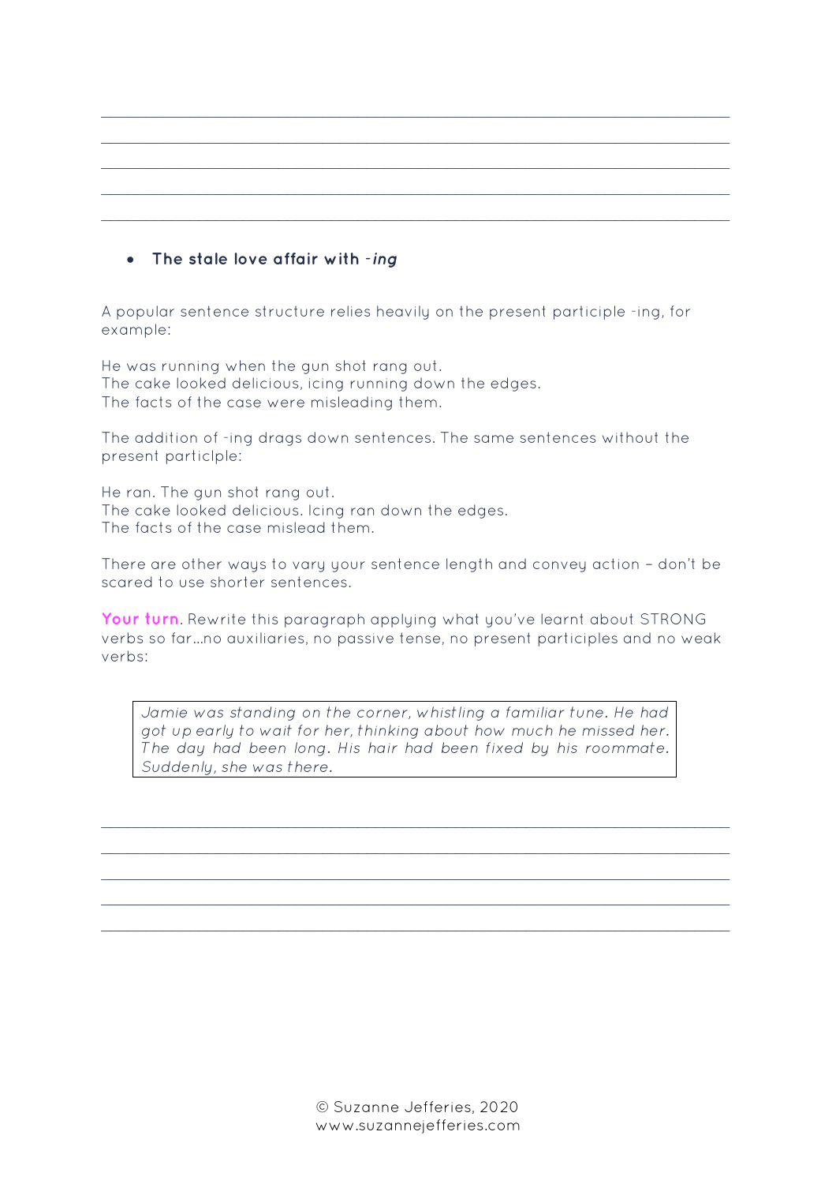- **The stale love affair with -*ing***

A popular sentence structure relies heavily on the present participle -ing, for example:

He was running when the gun shot rang out.
The cake looked delicious, icing running down the edges.
The facts of the case were misleading them.

The addition of -ing drags down sentences. The same sentences without the present particlple:

He ran. The gun shot rang out.
The cake looked delicious. Icing ran down the edges.
The facts of the case mislead them.

There are other ways to vary your sentence length and convey action – don't be scared to use shorter sentences.

**Your turn**. Rewrite this paragraph applying what you've learnt about STRONG verbs so far…no auxiliaries, no passive tense, no present participles and no weak verbs:

> *Jamie was standing on the corner, whistling a familiar tune. He had got up early to wait for her, thinking about how much he missed her. The day had been long. His hair had been fixed by his roommate. Suddenly, she was there.*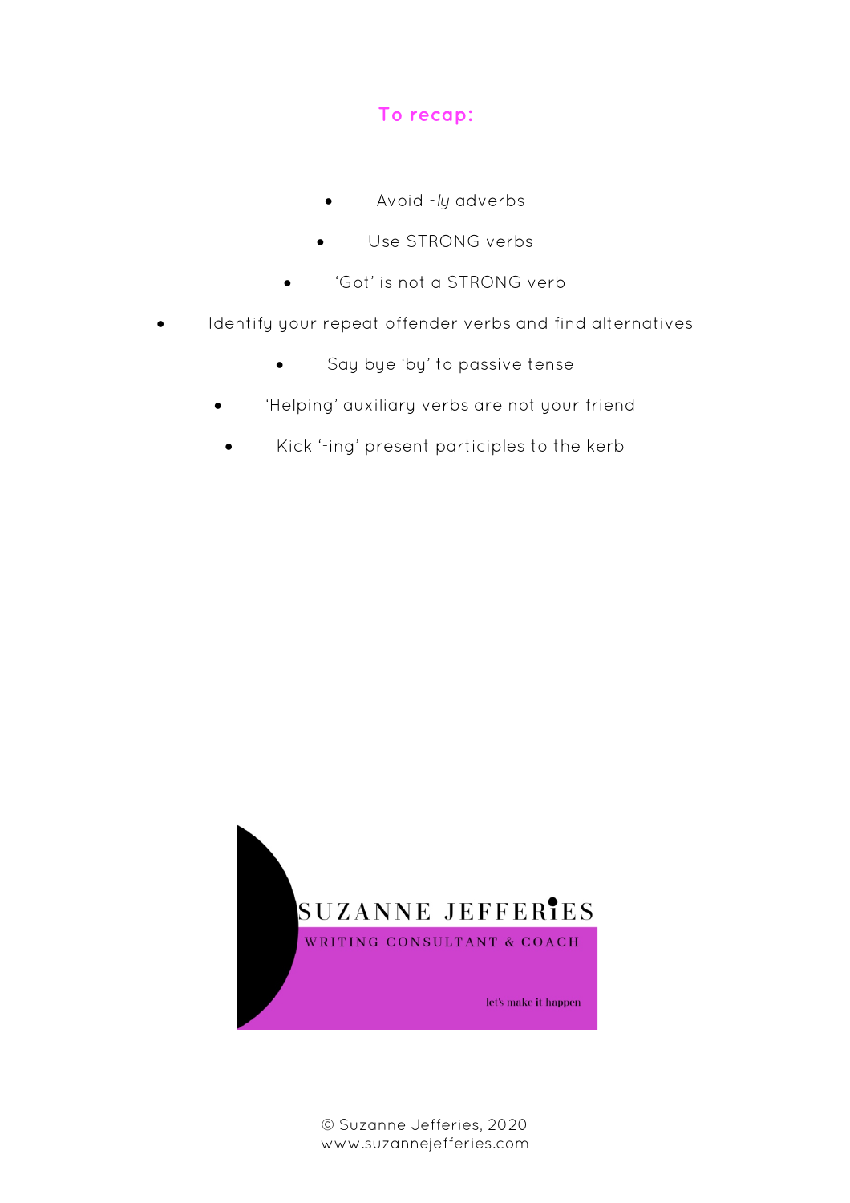## To recap:

- Avoid -*ly* adverbs
- Use STRONG verbs
- 'Got' is not a STRONG verb
- Identify your repeat offender verbs and find alternatives
- Say bye 'by' to passive tense
- 'Helping' auxiliary verbs are not your friend
- Kick '-ing' present participles to the kerb

SUZANNE JEFFERIES

WRITING CONSULTANT & COACH

let's make it happen

© Suzanne Jefferies, 2020
www.suzannejefferies.com